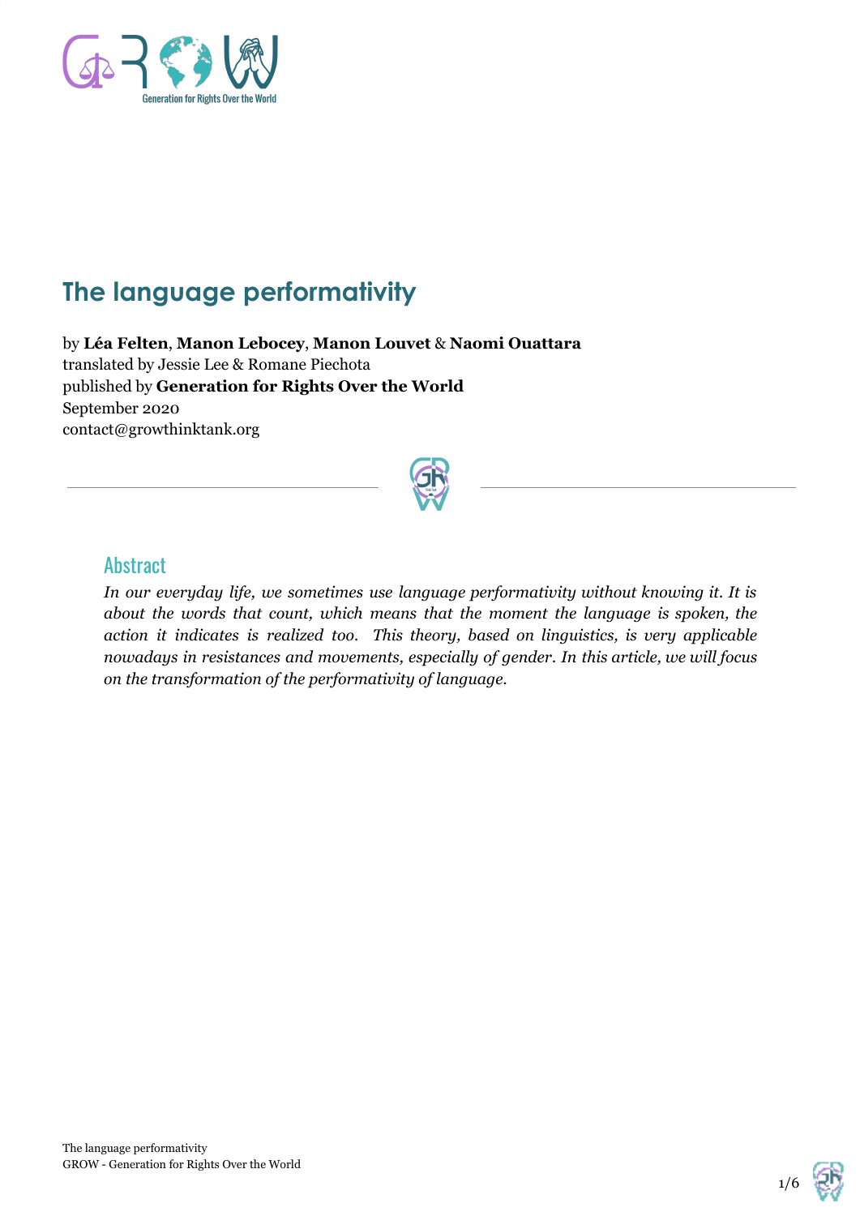# The language performativity

by **Léa Felten**, **Manon Lebocey**, **Manon Louvet** & **Naomi Ouattara**
translated by Jessie Lee & Romane Piechota
published by **Generation for Rights Over the World**
September 2020
contact@growthinktank.org

## Abstract

*In our everyday life, we sometimes use language performativity without knowing it. It is about the words that count, which means that the moment the language is spoken, the action it indicates is realized too. This theory, based on linguistics, is very applicable nowadays in resistances and movements, especially of gender. In this article, we will focus on the transformation of the performativity of language.*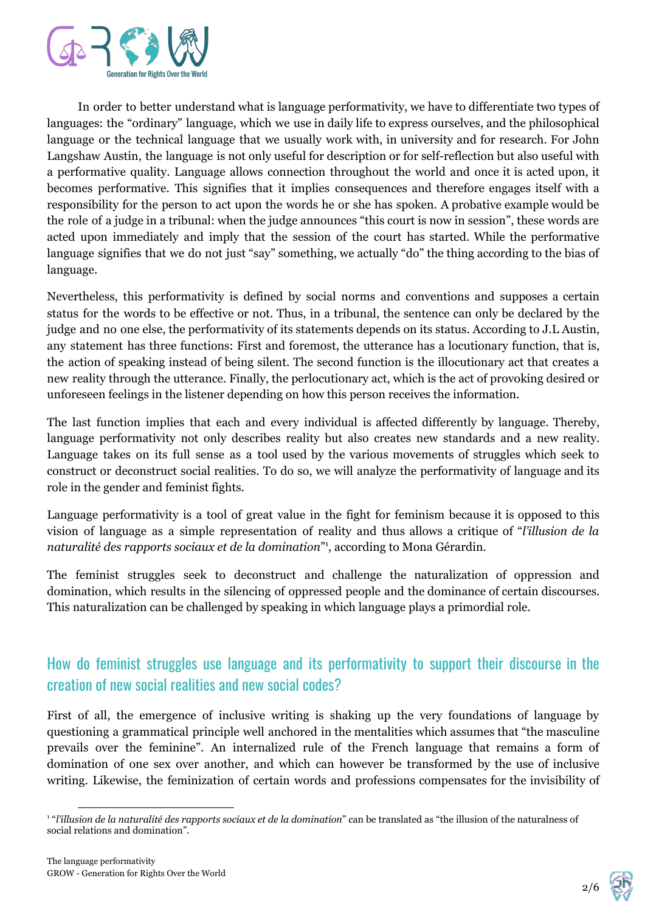In order to better understand what is language performativity, we have to differentiate two types of languages: the "ordinary" language, which we use in daily life to express ourselves, and the philosophical language or the technical language that we usually work with, in university and for research. For John Langshaw Austin, the language is not only useful for description or for self-reflection but also useful with a performative quality. Language allows connection throughout the world and once it is acted upon, it becomes performative. This signifies that it implies consequences and therefore engages itself with a responsibility for the person to act upon the words he or she has spoken. A probative example would be the role of a judge in a tribunal: when the judge announces "this court is now in session", these words are acted upon immediately and imply that the session of the court has started. While the performative language signifies that we do not just "say" something, we actually "do" the thing according to the bias of language.

Nevertheless, this performativity is defined by social norms and conventions and supposes a certain status for the words to be effective or not. Thus, in a tribunal, the sentence can only be declared by the judge and no one else, the performativity of its statements depends on its status. According to J.L Austin, any statement has three functions: First and foremost, the utterance has a locutionary function, that is, the action of speaking instead of being silent. The second function is the illocutionary act that creates a new reality through the utterance. Finally, the perlocutionary act, which is the act of provoking desired or unforeseen feelings in the listener depending on how this person receives the information.

The last function implies that each and every individual is affected differently by language. Thereby, language performativity not only describes reality but also creates new standards and a new reality. Language takes on its full sense as a tool used by the various movements of struggles which seek to construct or deconstruct social realities. To do so, we will analyze the performativity of language and its role in the gender and feminist fights.

Language performativity is a tool of great value in the fight for feminism because it is opposed to this vision of language as a simple representation of reality and thus allows a critique of "*l'illusion de la naturalité des rapports sociaux et de la domination*"[1], according to Mona Gérardin.

The feminist struggles seek to deconstruct and challenge the naturalization of oppression and domination, which results in the silencing of oppressed people and the dominance of certain discourses. This naturalization can be challenged by speaking in which language plays a primordial role.

## How do feminist struggles use language and its performativity to support their discourse in the creation of new social realities and new social codes?

First of all, the emergence of inclusive writing is shaking up the very foundations of language by questioning a grammatical principle well anchored in the mentalities which assumes that "the masculine prevails over the feminine". An internalized rule of the French language that remains a form of domination of one sex over another, and which can however be transformed by the use of inclusive writing. Likewise, the feminization of certain words and professions compensates for the invisibility of

[1] "*l'illusion de la naturalité des rapports sociaux et de la domination*" can be translated as "the illusion of the naturalness of social relations and domination".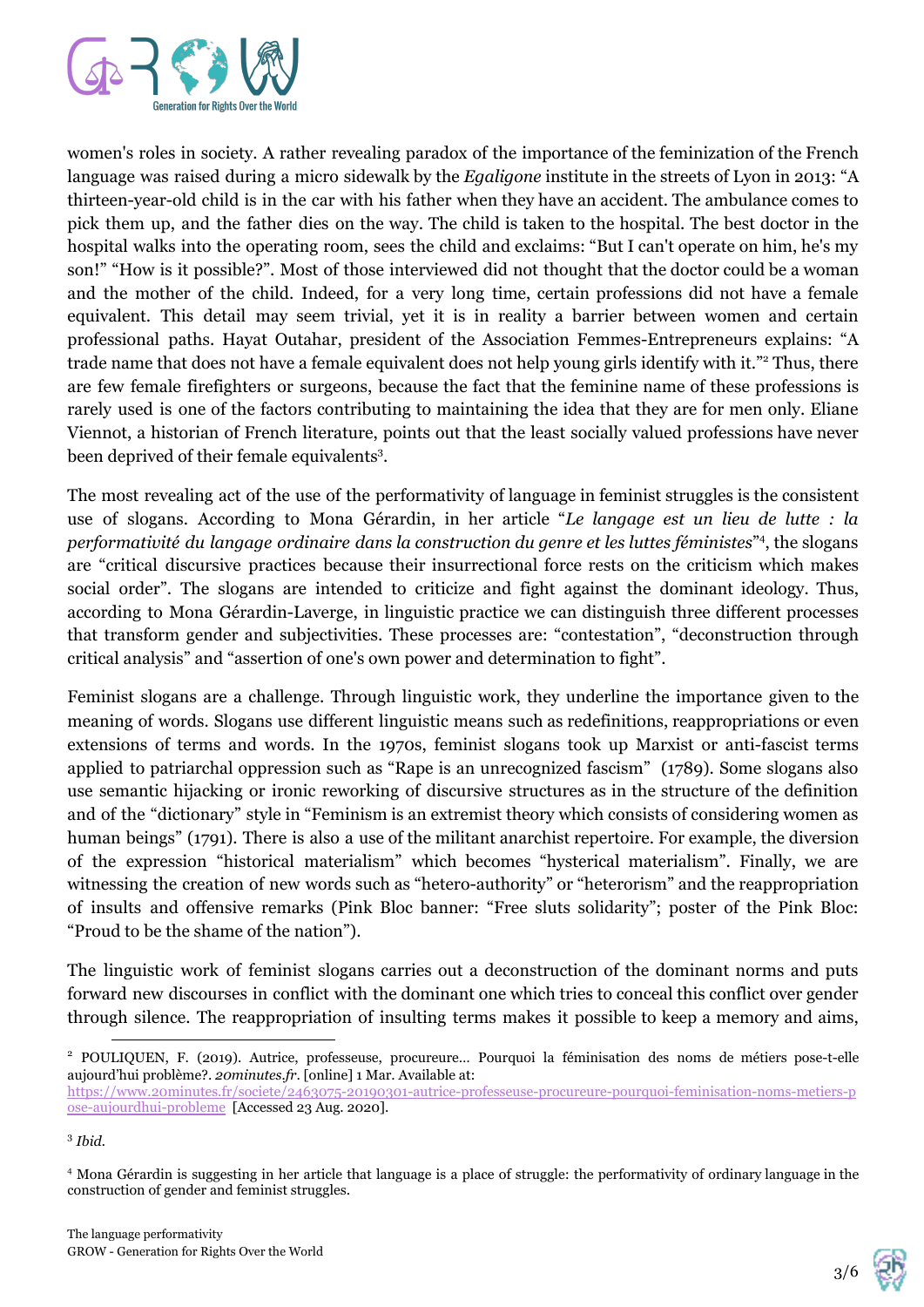women's roles in society. A rather revealing paradox of the importance of the feminization of the French language was raised during a micro sidewalk by the *Egaligone* institute in the streets of Lyon in 2013: "A thirteen-year-old child is in the car with his father when they have an accident. The ambulance comes to pick them up, and the father dies on the way. The child is taken to the hospital. The best doctor in the hospital walks into the operating room, sees the child and exclaims: "But I can't operate on him, he's my son!" "How is it possible?". Most of those interviewed did not thought that the doctor could be a woman and the mother of the child. Indeed, for a very long time, certain professions did not have a female equivalent. This detail may seem trivial, yet it is in reality a barrier between women and certain professional paths. Hayat Outahar, president of the Association Femmes-Entrepreneurs explains: "A trade name that does not have a female equivalent does not help young girls identify with it."[2] Thus, there are few female firefighters or surgeons, because the fact that the feminine name of these professions is rarely used is one of the factors contributing to maintaining the idea that they are for men only. Eliane Viennot, a historian of French literature, points out that the least socially valued professions have never been deprived of their female equivalents[3].

The most revealing act of the use of the performativity of language in feminist struggles is the consistent use of slogans. According to Mona Gérardin, in her article "*Le langage est un lieu de lutte : la performativité du langage ordinaire dans la construction du genre et les luttes féministes*"[4], the slogans are "critical discursive practices because their insurrectional force rests on the criticism which makes social order". The slogans are intended to criticize and fight against the dominant ideology. Thus, according to Mona Gérardin-Laverge, in linguistic practice we can distinguish three different processes that transform gender and subjectivities. These processes are: "contestation", "deconstruction through critical analysis" and "assertion of one's own power and determination to fight".

Feminist slogans are a challenge. Through linguistic work, they underline the importance given to the meaning of words. Slogans use different linguistic means such as redefinitions, reappropriations or even extensions of terms and words. In the 1970s, feminist slogans took up Marxist or anti-fascist terms applied to patriarchal oppression such as "Rape is an unrecognized fascism" (1789). Some slogans also use semantic hijacking or ironic reworking of discursive structures as in the structure of the definition and of the "dictionary" style in "Feminism is an extremist theory which consists of considering women as human beings" (1791). There is also a use of the militant anarchist repertoire. For example, the diversion of the expression "historical materialism" which becomes "hysterical materialism". Finally, we are witnessing the creation of new words such as "hetero-authority" or "heterorism" and the reappropriation of insults and offensive remarks (Pink Bloc banner: "Free sluts solidarity"; poster of the Pink Bloc: "Proud to be the shame of the nation").

The linguistic work of feminist slogans carries out a deconstruction of the dominant norms and puts forward new discourses in conflict with the dominant one which tries to conceal this conflict over gender through silence. The reappropriation of insulting terms makes it possible to keep a memory and aims,

---

[2] POULIQUEN, F. (2019). Autrice, professeuse, procureure… Pourquoi la féminisation des noms de métiers pose-t-elle aujourd'hui problème?. *20minutes.fr*. [online] 1 Mar. Available at: https://www.20minutes.fr/societe/2463075-20190301-autrice-professeuse-procureure-pourquoi-feminisation-noms-metiers-pose-aujourdhui-probleme [Accessed 23 Aug. 2020].

[3] *Ibid.*

[4] Mona Gérardin is suggesting in her article that language is a place of struggle: the performativity of ordinary language in the construction of gender and feminist struggles.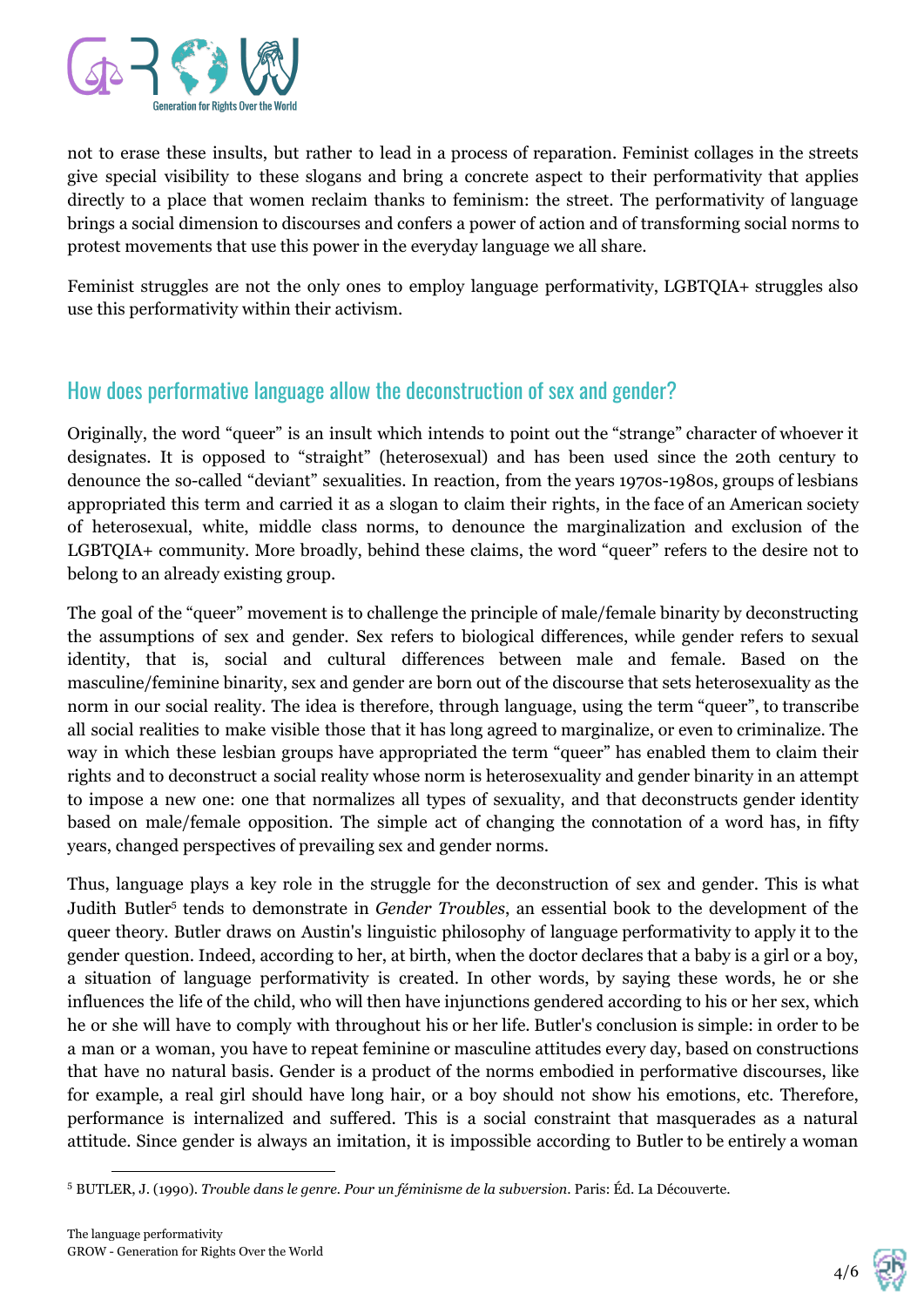not to erase these insults, but rather to lead in a process of reparation. Feminist collages in the streets give special visibility to these slogans and bring a concrete aspect to their performativity that applies directly to a place that women reclaim thanks to feminism: the street. The performativity of language brings a social dimension to discourses and confers a power of action and of transforming social norms to protest movements that use this power in the everyday language we all share.

Feminist struggles are not the only ones to employ language performativity, LGBTQIA+ struggles also use this performativity within their activism.

## How does performative language allow the deconstruction of sex and gender?

Originally, the word "queer" is an insult which intends to point out the "strange" character of whoever it designates. It is opposed to "straight" (heterosexual) and has been used since the 20th century to denounce the so-called "deviant" sexualities. In reaction, from the years 1970s-1980s, groups of lesbians appropriated this term and carried it as a slogan to claim their rights, in the face of an American society of heterosexual, white, middle class norms, to denounce the marginalization and exclusion of the LGBTQIA+ community. More broadly, behind these claims, the word "queer" refers to the desire not to belong to an already existing group.

The goal of the "queer" movement is to challenge the principle of male/female binarity by deconstructing the assumptions of sex and gender. Sex refers to biological differences, while gender refers to sexual identity, that is, social and cultural differences between male and female. Based on the masculine/feminine binarity, sex and gender are born out of the discourse that sets heterosexuality as the norm in our social reality. The idea is therefore, through language, using the term "queer", to transcribe all social realities to make visible those that it has long agreed to marginalize, or even to criminalize. The way in which these lesbian groups have appropriated the term "queer" has enabled them to claim their rights and to deconstruct a social reality whose norm is heterosexuality and gender binarity in an attempt to impose a new one: one that normalizes all types of sexuality, and that deconstructs gender identity based on male/female opposition. The simple act of changing the connotation of a word has, in fifty years, changed perspectives of prevailing sex and gender norms.

Thus, language plays a key role in the struggle for the deconstruction of sex and gender. This is what Judith Butler[5] tends to demonstrate in *Gender Troubles*, an essential book to the development of the queer theory. Butler draws on Austin's linguistic philosophy of language performativity to apply it to the gender question. Indeed, according to her, at birth, when the doctor declares that a baby is a girl or a boy, a situation of language performativity is created. In other words, by saying these words, he or she influences the life of the child, who will then have injunctions gendered according to his or her sex, which he or she will have to comply with throughout his or her life. Butler's conclusion is simple: in order to be a man or a woman, you have to repeat feminine or masculine attitudes every day, based on constructions that have no natural basis. Gender is a product of the norms embodied in performative discourses, like for example, a real girl should have long hair, or a boy should not show his emotions, etc. Therefore, performance is internalized and suffered. This is a social constraint that masquerades as a natural attitude. Since gender is always an imitation, it is impossible according to Butler to be entirely a woman

[5] BUTLER, J. (1990). *Trouble dans le genre. Pour un féminisme de la subversion*. Paris: Éd. La Découverte.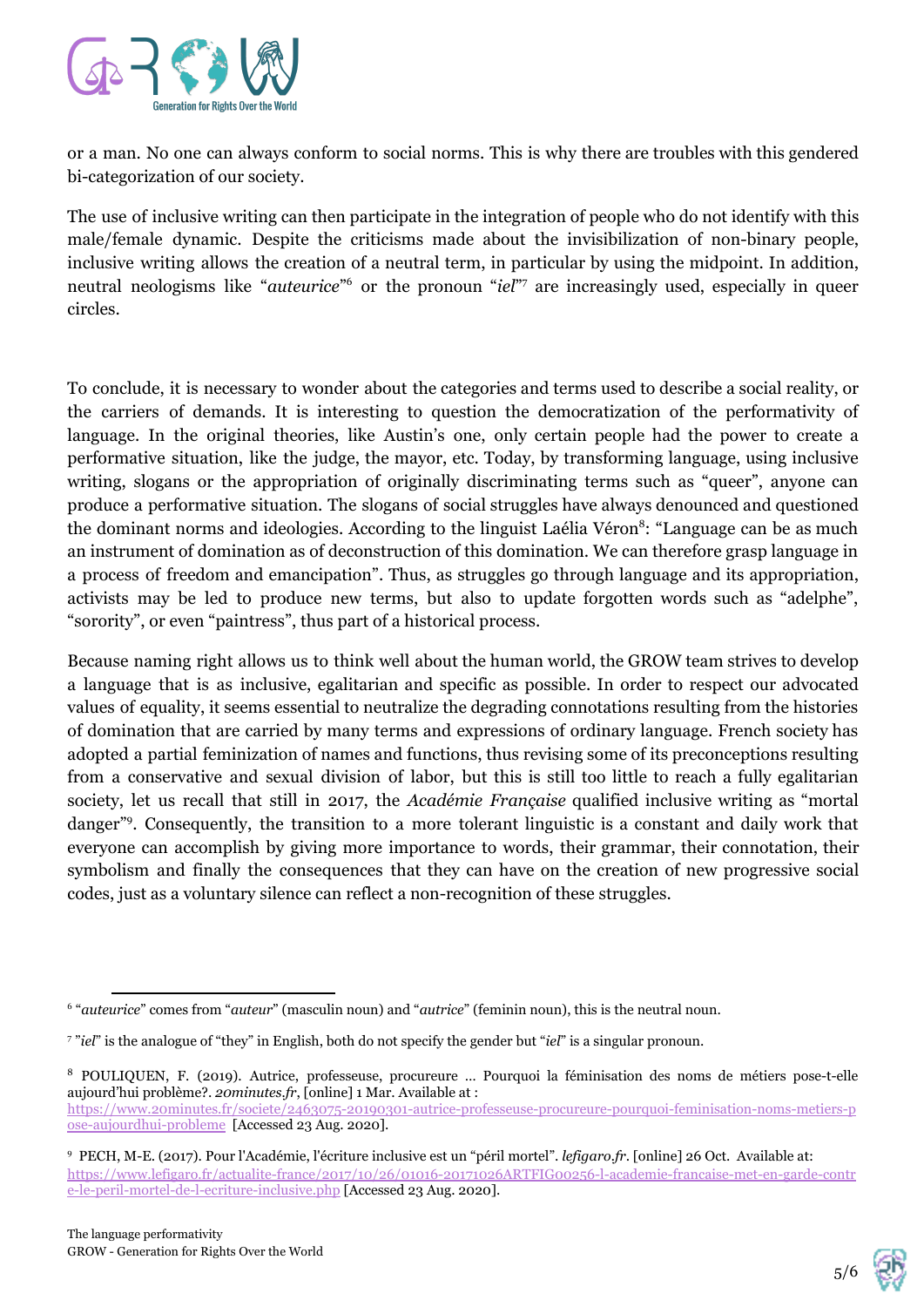or a man. No one can always conform to social norms. This is why there are troubles with this gendered bi-categorization of our society.

The use of inclusive writing can then participate in the integration of people who do not identify with this male/female dynamic. Despite the criticisms made about the invisibilization of non-binary people, inclusive writing allows the creation of a neutral term, in particular by using the midpoint. In addition, neutral neologisms like "*auteurice*"[6] or the pronoun "*iel*"[7] are increasingly used, especially in queer circles.

To conclude, it is necessary to wonder about the categories and terms used to describe a social reality, or the carriers of demands. It is interesting to question the democratization of the performativity of language. In the original theories, like Austin's one, only certain people had the power to create a performative situation, like the judge, the mayor, etc. Today, by transforming language, using inclusive writing, slogans or the appropriation of originally discriminating terms such as "queer", anyone can produce a performative situation. The slogans of social struggles have always denounced and questioned the dominant norms and ideologies. According to the linguist Laélia Véron[8]: "Language can be as much an instrument of domination as of deconstruction of this domination. We can therefore grasp language in a process of freedom and emancipation". Thus, as struggles go through language and its appropriation, activists may be led to produce new terms, but also to update forgotten words such as "adelphe", "sorority", or even "paintress", thus part of a historical process.

Because naming right allows us to think well about the human world, the GROW team strives to develop a language that is as inclusive, egalitarian and specific as possible. In order to respect our advocated values of equality, it seems essential to neutralize the degrading connotations resulting from the histories of domination that are carried by many terms and expressions of ordinary language. French society has adopted a partial feminization of names and functions, thus revising some of its preconceptions resulting from a conservative and sexual division of labor, but this is still too little to reach a fully egalitarian society, let us recall that still in 2017, the *Académie Française* qualified inclusive writing as "mortal danger"[9]. Consequently, the transition to a more tolerant linguistic is a constant and daily work that everyone can accomplish by giving more importance to words, their grammar, their connotation, their symbolism and finally the consequences that they can have on the creation of new progressive social codes, just as a voluntary silence can reflect a non-recognition of these struggles.

---

[6] "*auteurice*" comes from "*auteur*" (masculin noun) and "*autrice*" (feminin noun), this is the neutral noun.

[7] "*iel*" is the analogue of "they" in English, both do not specify the gender but "*iel*" is a singular pronoun.

[8] POULIQUEN, F. (2019). Autrice, professeuse, procureure … Pourquoi la féminisation des noms de métiers pose-t-elle aujourd'hui problème?. *20minutes.fr*, [online] 1 Mar. Available at : https://www.20minutes.fr/societe/2463075-20190301-autrice-professeuse-procureure-pourquoi-feminisation-noms-metiers-pose-aujourdhui-probleme [Accessed 23 Aug. 2020].

[9] PECH, M-E. (2017). Pour l'Académie, l'écriture inclusive est un "péril mortel". *lefigaro.fr*. [online] 26 Oct. Available at: https://www.lefigaro.fr/actualite-france/2017/10/26/01016-20171026ARTFIG00256-l-academie-francaise-met-en-garde-contre-le-peril-mortel-de-l-ecriture-inclusive.php [Accessed 23 Aug. 2020].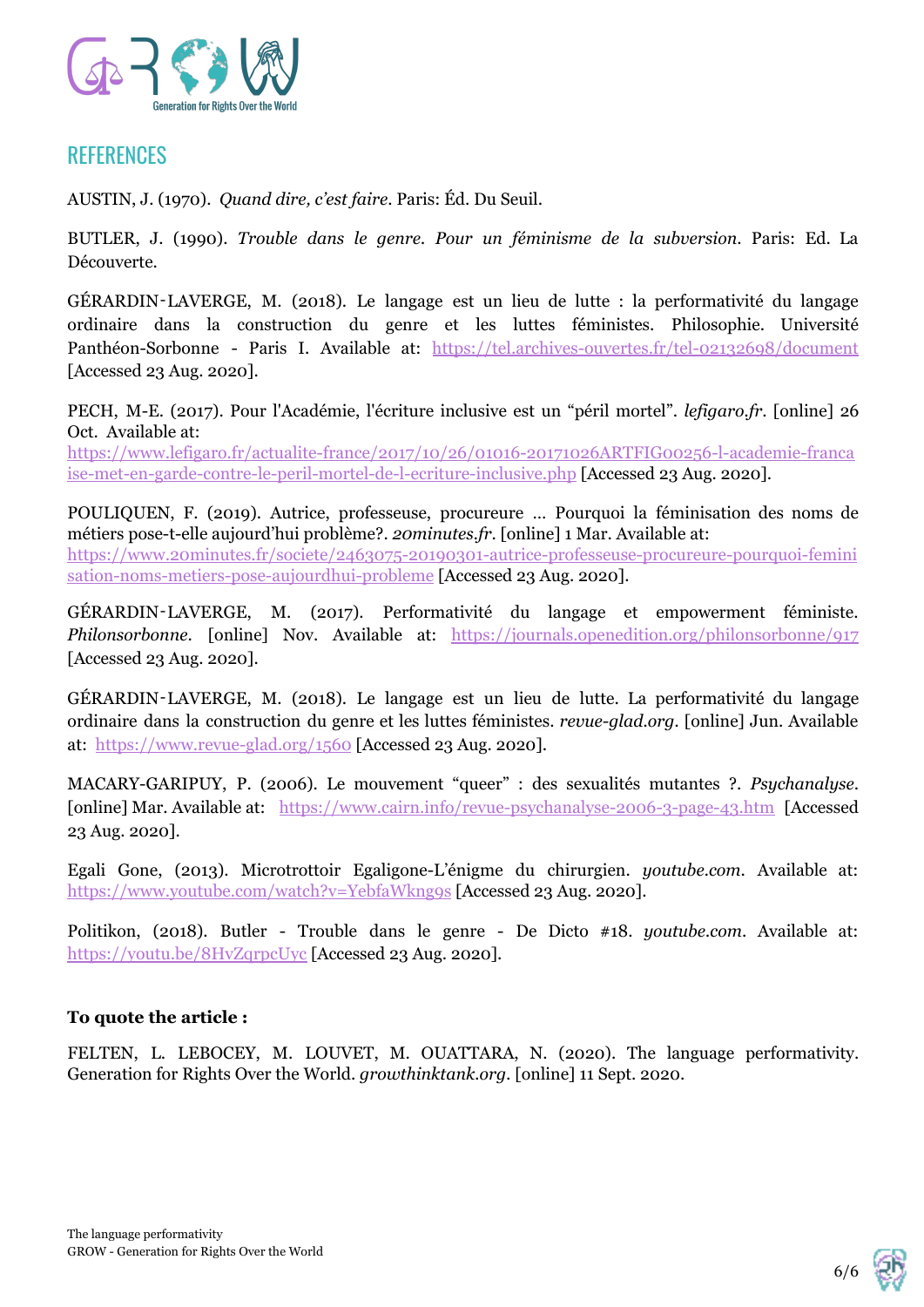## REFERENCES

AUSTIN, J. (1970). *Quand dire, c'est faire*. Paris: Éd. Du Seuil.

BUTLER, J. (1990). *Trouble dans le genre. Pour un féminisme de la subversion*. Paris: Ed. La Découverte.

GÉRARDIN-LAVERGE, M. (2018). Le langage est un lieu de lutte : la performativité du langage ordinaire dans la construction du genre et les luttes féministes. Philosophie. Université Panthéon-Sorbonne - Paris I. Available at: https://tel.archives-ouvertes.fr/tel-02132698/document [Accessed 23 Aug. 2020].

PECH, M-E. (2017). Pour l'Académie, l'écriture inclusive est un "péril mortel". *lefigaro.fr*. [online] 26 Oct. Available at: https://www.lefigaro.fr/actualite-france/2017/10/26/01016-20171026ARTFIG00256-l-academie-francaise-met-en-garde-contre-le-peril-mortel-de-l-ecriture-inclusive.php [Accessed 23 Aug. 2020].

POULIQUEN, F. (2019). Autrice, professeuse, procureure … Pourquoi la féminisation des noms de métiers pose-t-elle aujourd'hui problème?. *20minutes.fr*. [online] 1 Mar. Available at: https://www.20minutes.fr/societe/2463075-20190301-autrice-professeuse-procureure-pourquoi-feminisation-noms-metiers-pose-aujourdhui-probleme [Accessed 23 Aug. 2020].

GÉRARDIN-LAVERGE, M. (2017). Performativité du langage et empowerment féministe. *Philonsorbonne*. [online] Nov. Available at: https://journals.openedition.org/philonsorbonne/917 [Accessed 23 Aug. 2020].

GÉRARDIN-LAVERGE, M. (2018). Le langage est un lieu de lutte. La performativité du langage ordinaire dans la construction du genre et les luttes féministes. *revue-glad.org*. [online] Jun. Available at: https://www.revue-glad.org/1560 [Accessed 23 Aug. 2020].

MACARY-GARIPUY, P. (2006). Le mouvement "queer" : des sexualités mutantes ?. *Psychanalyse*. [online] Mar. Available at: https://www.cairn.info/revue-psychanalyse-2006-3-page-43.htm [Accessed 23 Aug. 2020].

Egali Gone, (2013). Microtrottoir Egaligone-L'énigme du chirurgien. *youtube.com*. Available at: https://www.youtube.com/watch?v=YebfaWkng9s [Accessed 23 Aug. 2020].

Politikon, (2018). Butler - Trouble dans le genre - De Dicto #18. *youtube.com*. Available at: https://youtu.be/8HvZqrpcUyc [Accessed 23 Aug. 2020].

**To quote the article :**

FELTEN, L. LEBOCEY, M. LOUVET, M. OUATTARA, N. (2020). The language performativity. Generation for Rights Over the World. *growthinktank.org*. [online] 11 Sept. 2020.